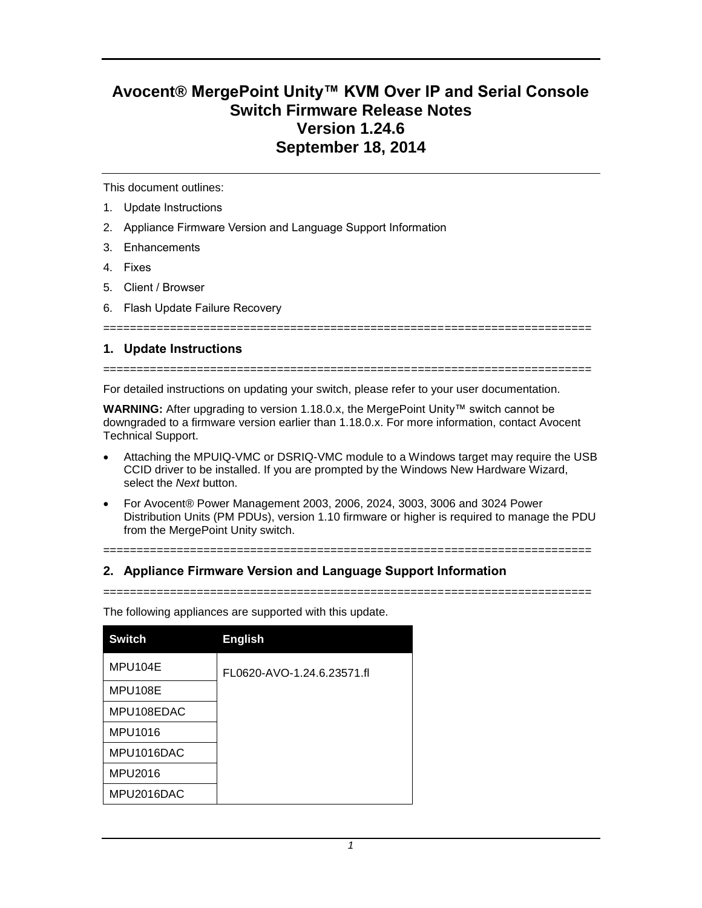# Avocent® MergePoint Unity™ KVM Over IP and Serial Console Switch Firmware Release Notes
# Version 1.24.6
# September 18, 2014

This document outlines:

1. Update Instructions
2. Appliance Firmware Version and Language Support Information
3. Enhancements
4. Fixes
5. Client / Browser
6. Flash Update Failure Recovery

=========================================================================

## 1. Update Instructions

=========================================================================

For detailed instructions on updating your switch, please refer to your user documentation.

**WARNING:** After upgrading to version 1.18.0.x, the MergePoint Unity™ switch cannot be downgraded to a firmware version earlier than 1.18.0.x. For more information, contact Avocent Technical Support.

- Attaching the MPUIQ-VMC or DSRIQ-VMC module to a Windows target may require the USB CCID driver to be installed. If you are prompted by the Windows New Hardware Wizard, select the *Next* button.
- For Avocent® Power Management 2003, 2006, 2024, 3003, 3006 and 3024 Power Distribution Units (PM PDUs), version 1.10 firmware or higher is required to manage the PDU from the MergePoint Unity switch.

=========================================================================

## 2. Appliance Firmware Version and Language Support Information

=========================================================================

The following appliances are supported with this update.

| Switch | English |
|---|---|
| MPU104E | FL0620-AVO-1.24.6.23571.fl |
| MPU108E | |
| MPU108EDAC | |
| MPU1016 | |
| MPU1016DAC | |
| MPU2016 | |
| MPU2016DAC | |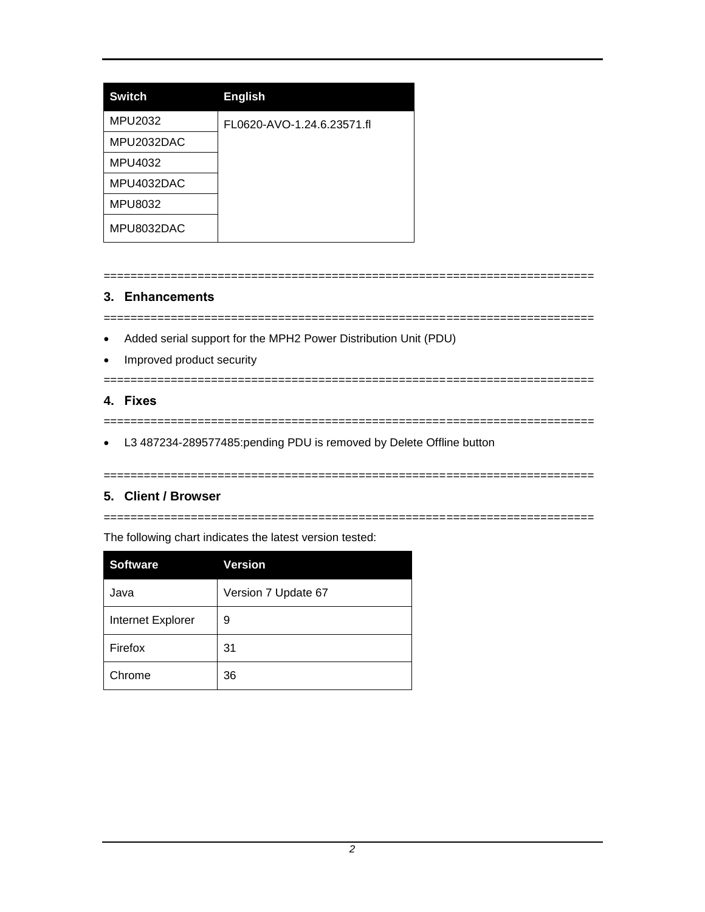| Switch | English |
| --- | --- |
| MPU2032 | FL0620-AVO-1.24.6.23571.fl |
| MPU2032DAC | |
| MPU4032 | |
| MPU4032DAC | |
| MPU8032 | |
| MPU8032DAC | |

========================================================================

## 3. Enhancements

========================================================================

- Added serial support for the MPH2 Power Distribution Unit (PDU)
- Improved product security

========================================================================

## 4. Fixes

========================================================================

- L3 487234-289577485:pending PDU is removed by Delete Offline button

========================================================================

## 5. Client / Browser

========================================================================

The following chart indicates the latest version tested:

| Software | Version |
| --- | --- |
| Java | Version 7 Update 67 |
| Internet Explorer | 9 |
| Firefox | 31 |
| Chrome | 36 |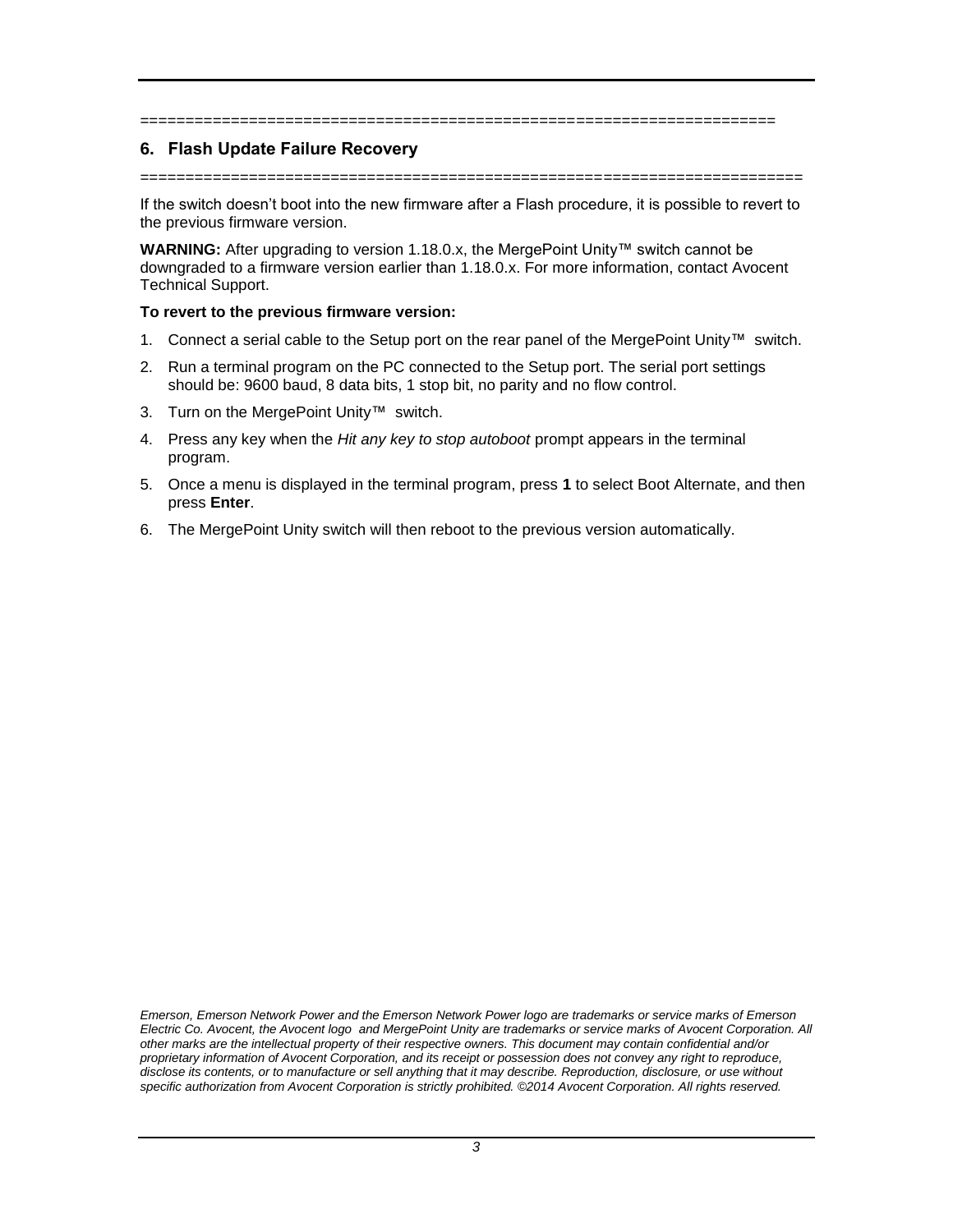======================================================================

## 6. Flash Update Failure Recovery

======================================================================

If the switch doesn't boot into the new firmware after a Flash procedure, it is possible to revert to the previous firmware version.

**WARNING:** After upgrading to version 1.18.0.x, the MergePoint Unity™ switch cannot be downgraded to a firmware version earlier than 1.18.0.x. For more information, contact Avocent Technical Support.

**To revert to the previous firmware version:**

1. Connect a serial cable to the Setup port on the rear panel of the MergePoint Unity™ switch.
2. Run a terminal program on the PC connected to the Setup port. The serial port settings should be: 9600 baud, 8 data bits, 1 stop bit, no parity and no flow control.
3. Turn on the MergePoint Unity™ switch.
4. Press any key when the *Hit any key to stop autoboot* prompt appears in the terminal program.
5. Once a menu is displayed in the terminal program, press **1** to select Boot Alternate, and then press **Enter**.
6. The MergePoint Unity switch will then reboot to the previous version automatically.

*Emerson, Emerson Network Power and the Emerson Network Power logo are trademarks or service marks of Emerson Electric Co. Avocent, the Avocent logo and MergePoint Unity are trademarks or service marks of Avocent Corporation. All other marks are the intellectual property of their respective owners. This document may contain confidential and/or proprietary information of Avocent Corporation, and its receipt or possession does not convey any right to reproduce, disclose its contents, or to manufacture or sell anything that it may describe. Reproduction, disclosure, or use without specific authorization from Avocent Corporation is strictly prohibited. ©2014 Avocent Corporation. All rights reserved.*